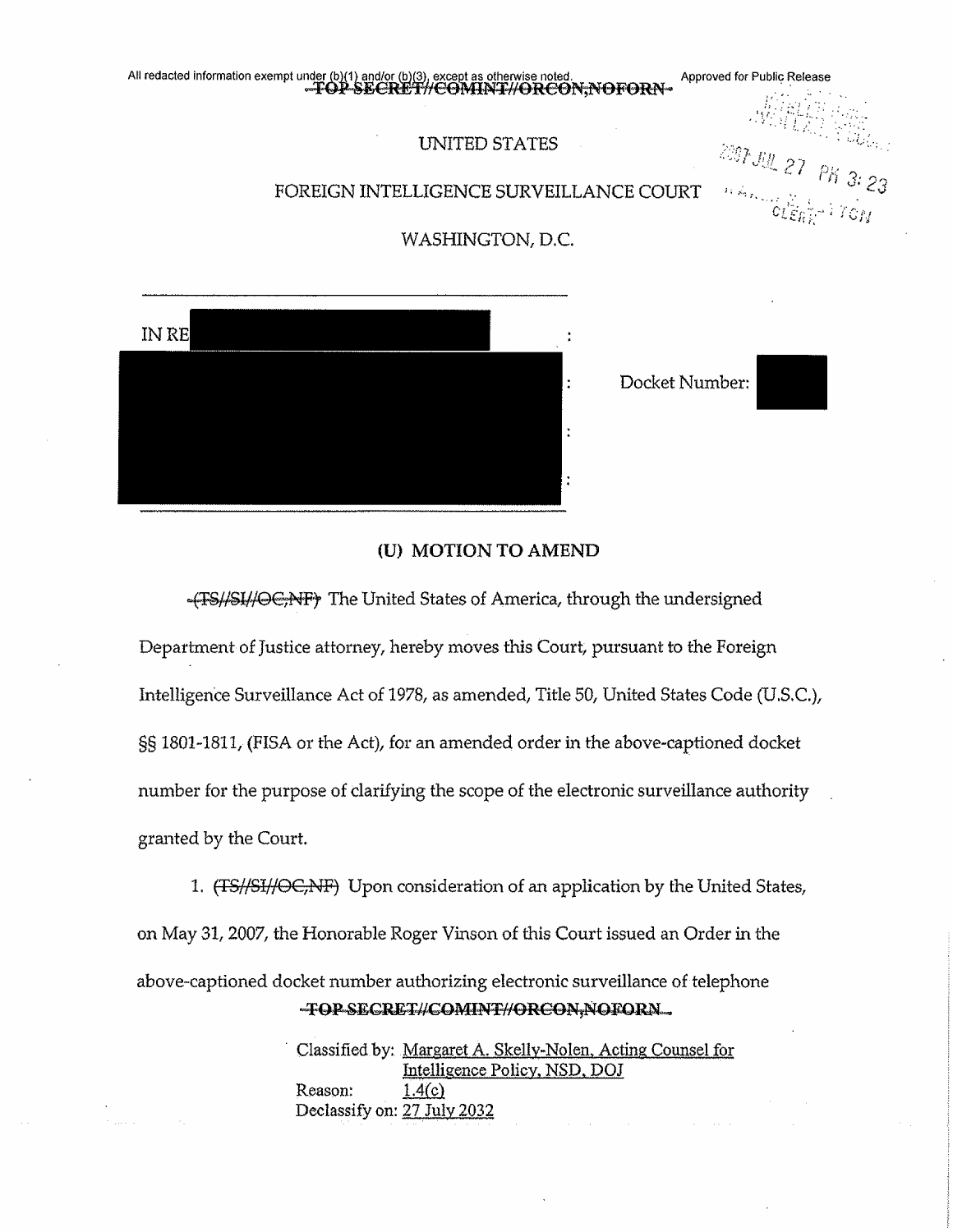All redacted information exempt under (b)(1) and/or (b)(3), except as otherwise noted. Approved for Public Release

~~TOP SECRET//COMINT//ORCON,NOFORN~~

UNITED STATES

FOREIGN INTELLIGENCE SURVEILLANCE COURT

WASHINGTON, D.C.

2007 JUL 27 PM 3:23

| IN RE [REDACTED] | : | Docket Number: [REDACTED] |
|---|---|---|
| [REDACTED] | : | |
| | : | |
| | : | |

## (U) MOTION TO AMEND

~~(TS//SI//OC,NF)~~ The United States of America, through the undersigned Department of Justice attorney, hereby moves this Court, pursuant to the Foreign Intelligence Surveillance Act of 1978, as amended, Title 50, United States Code (U.S.C.), §§ 1801-1811, (FISA or the Act), for an amended order in the above-captioned docket number for the purpose of clarifying the scope of the electronic surveillance authority granted by the Court.

1. ~~(TS//SI//OC,NF)~~ Upon consideration of an application by the United States, on May 31, 2007, the Honorable Roger Vinson of this Court issued an Order in the above-captioned docket number authorizing electronic surveillance of telephone

~~TOP SECRET//COMINT//ORCON,NOFORN~~

Classified by: Margaret A. Skelly-Nolen, Acting Counsel for Intelligence Policy, NSD, DOJ
Reason: 1.4(c)
Declassify on: 27 July 2032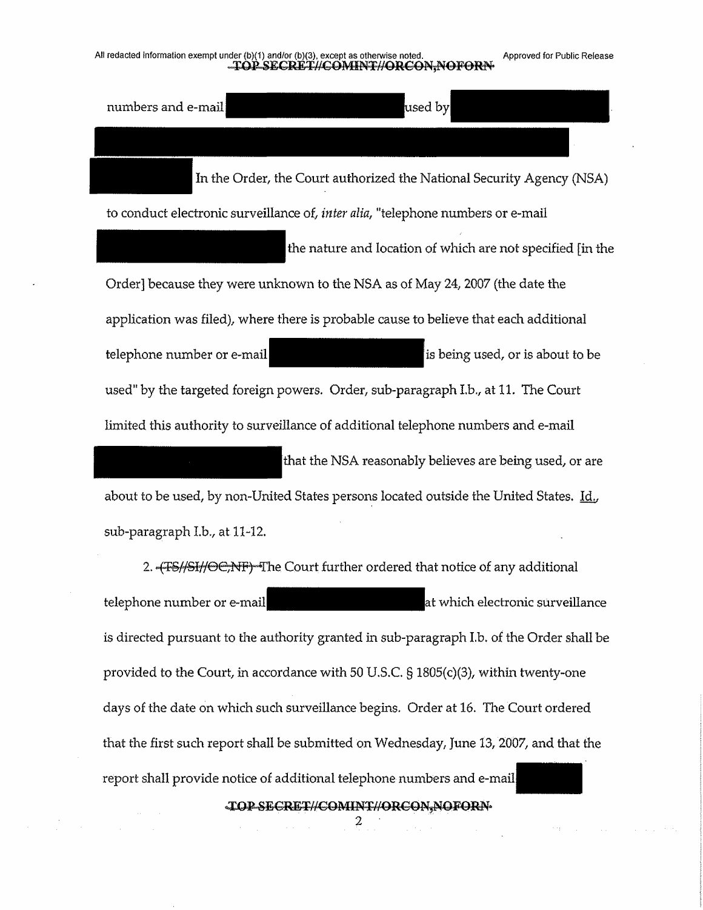numbers and e-mail [REDACTED] used by [REDACTED]

[REDACTED]

[REDACTED] In the Order, the Court authorized the National Security Agency (NSA) to conduct electronic surveillance of, *inter alia*, "telephone numbers or e-mail [REDACTED] the nature and location of which are not specified [in the Order] because they were unknown to the NSA as of May 24, 2007 (the date the application was filed), where there is probable cause to believe that each additional telephone number or e-mail [REDACTED] is being used, or is about to be used" by the targeted foreign powers. Order, sub-paragraph I.b., at 11. The Court limited this authority to surveillance of additional telephone numbers and e-mail [REDACTED] that the NSA reasonably believes are being used, or are about to be used, by non-United States persons located outside the United States. Id., sub-paragraph I.b., at 11-12.

2. ~~(TS//SI//OC,NF)~~ The Court further ordered that notice of any additional telephone number or e-mail [REDACTED] at which electronic surveillance is directed pursuant to the authority granted in sub-paragraph I.b. of the Order shall be provided to the Court, in accordance with 50 U.S.C. § 1805(c)(3), within twenty-one days of the date on which such surveillance begins. Order at 16. The Court ordered that the first such report shall be submitted on Wednesday, June 13, 2007, and that the report shall provide notice of additional telephone numbers and e-mail [REDACTED]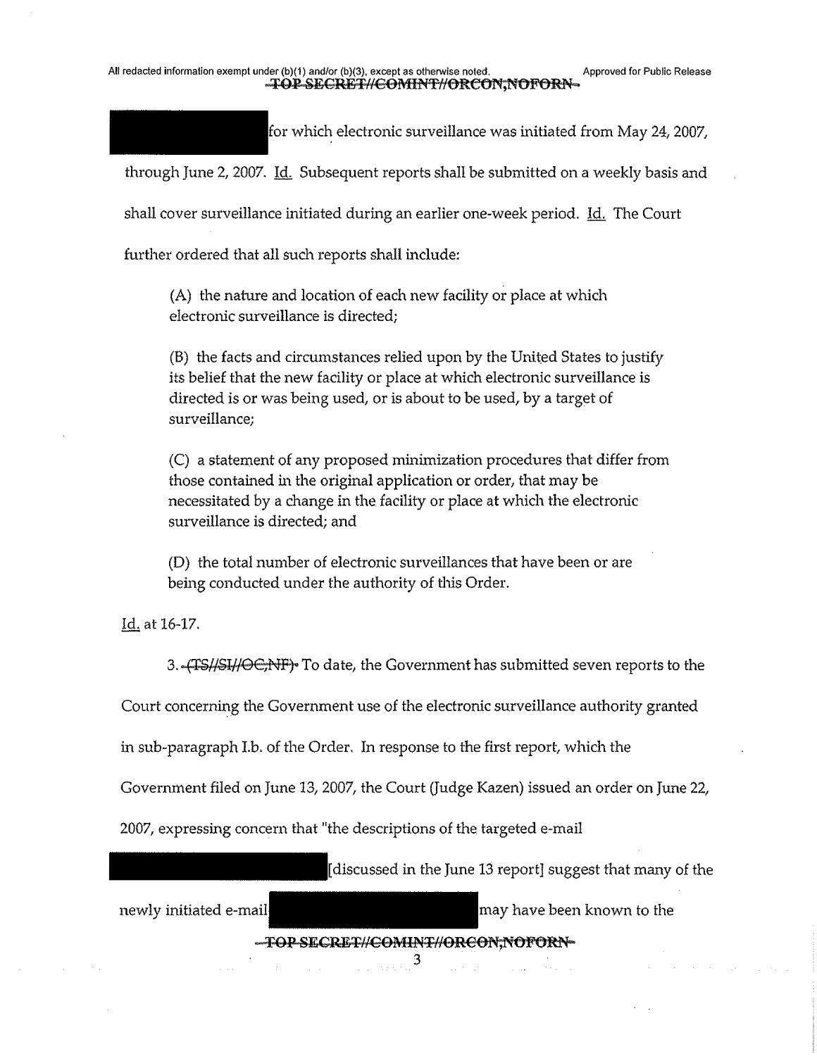for which electronic surveillance was initiated from May 24, 2007, through June 2, 2007. Id. Subsequent reports shall be submitted on a weekly basis and shall cover surveillance initiated during an earlier one-week period. Id. The Court further ordered that all such reports shall include:

> (A) the nature and location of each new facility or place at which electronic surveillance is directed;
>
> (B) the facts and circumstances relied upon by the United States to justify its belief that the new facility or place at which electronic surveillance is directed is or was being used, or is about to be used, by a target of surveillance;
>
> (C) a statement of any proposed minimization procedures that differ from those contained in the original application or order, that may be necessitated by a change in the facility or place at which the electronic surveillance is directed; and
>
> (D) the total number of electronic surveillances that have been or are being conducted under the authority of this Order.

Id. at 16-17.

3. ~~(TS//SI//OC,NF)~~ To date, the Government has submitted seven reports to the Court concerning the Government use of the electronic surveillance authority granted in sub-paragraph I.b. of the Order. In response to the first report, which the Government filed on June 13, 2007, the Court (Judge Kazen) issued an order on June 22, 2007, expressing concern that "the descriptions of the targeted e-mail [discussed in the June 13 report] suggest that many of the newly initiated e-mail may have been known to the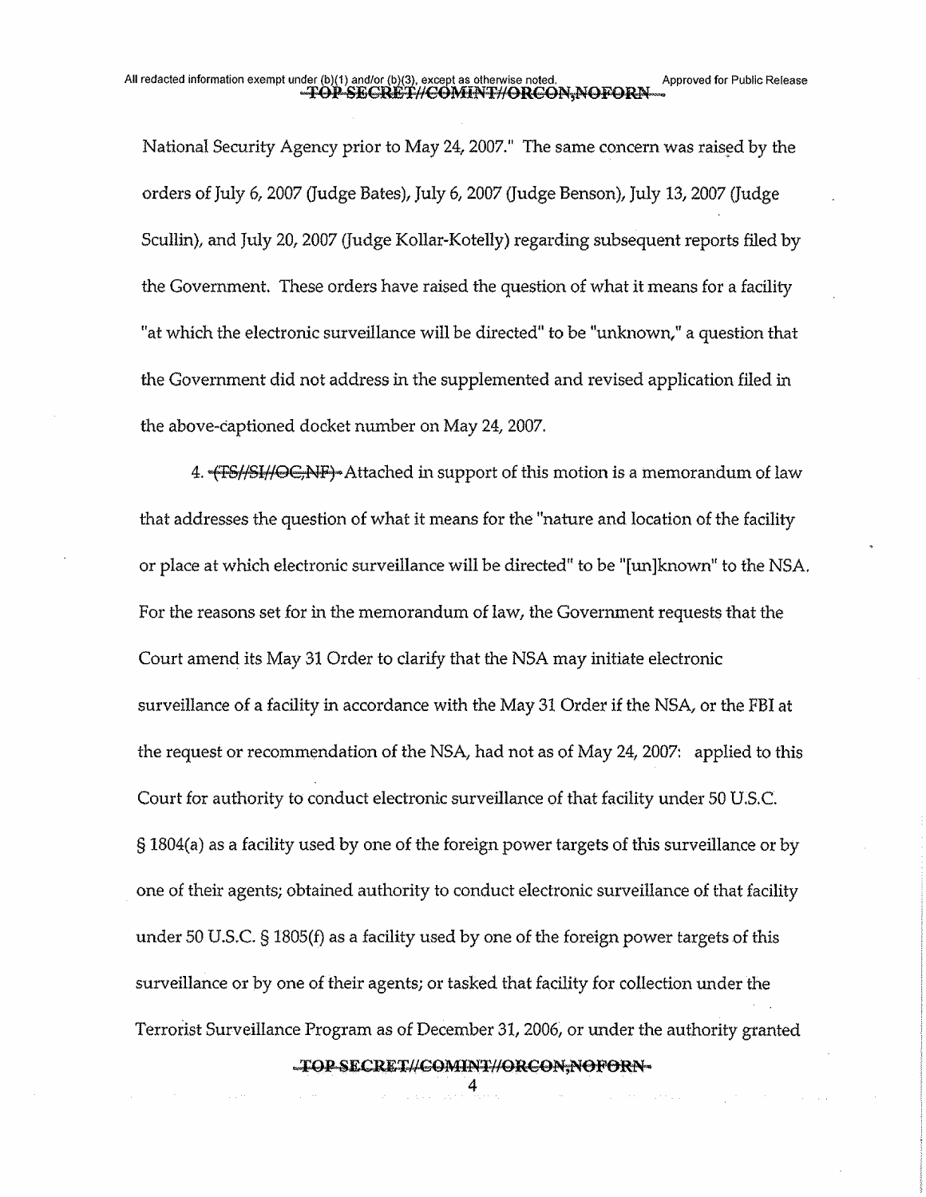National Security Agency prior to May 24, 2007." The same concern was raised by the orders of July 6, 2007 (Judge Bates), July 6, 2007 (Judge Benson), July 13, 2007 (Judge Scullin), and July 20, 2007 (Judge Kollar-Kotelly) regarding subsequent reports filed by the Government. These orders have raised the question of what it means for a facility "at which the electronic surveillance will be directed" to be "unknown," a question that the Government did not address in the supplemented and revised application filed in the above-captioned docket number on May 24, 2007.

4. ~~(TS//SI//OC,NF)~~ Attached in support of this motion is a memorandum of law that addresses the question of what it means for the "nature and location of the facility or place at which electronic surveillance will be directed" to be "[un]known" to the NSA. For the reasons set for in the memorandum of law, the Government requests that the Court amend its May 31 Order to clarify that the NSA may initiate electronic surveillance of a facility in accordance with the May 31 Order if the NSA, or the FBI at the request or recommendation of the NSA, had not as of May 24, 2007: applied to this Court for authority to conduct electronic surveillance of that facility under 50 U.S.C. § 1804(a) as a facility used by one of the foreign power targets of this surveillance or by one of their agents; obtained authority to conduct electronic surveillance of that facility under 50 U.S.C. § 1805(f) as a facility used by one of the foreign power targets of this surveillance or by one of their agents; or tasked that facility for collection under the Terrorist Surveillance Program as of December 31, 2006, or under the authority granted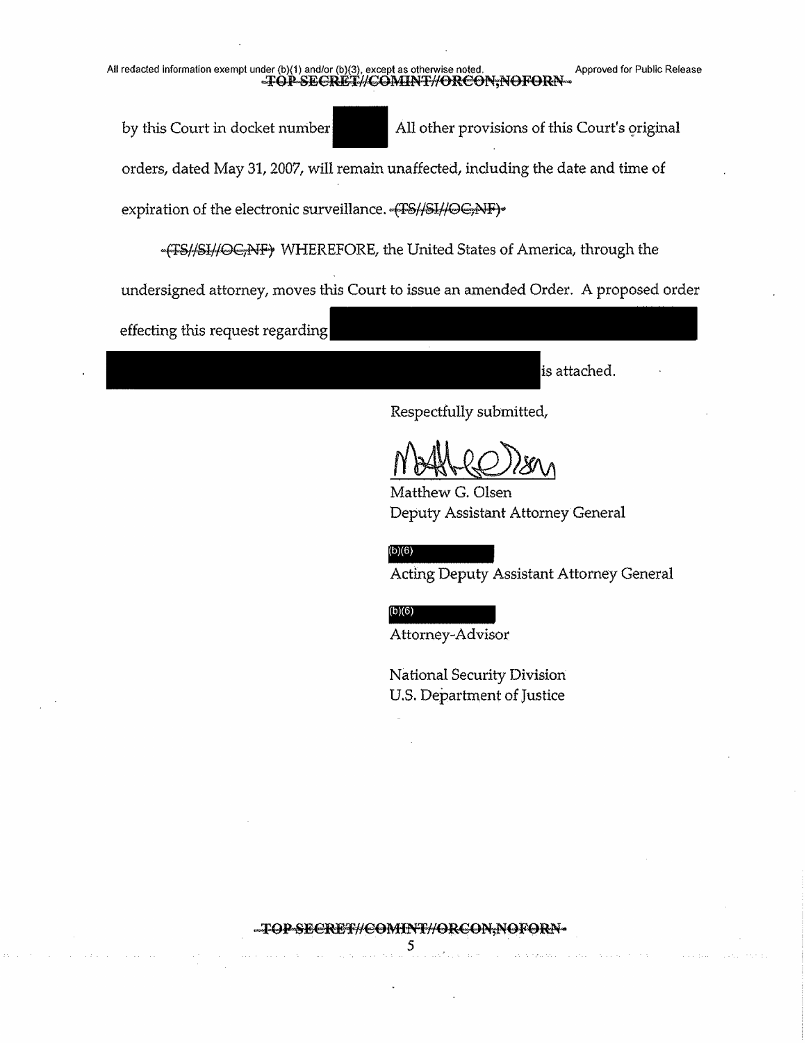by this Court in docket number [REDACTED] All other provisions of this Court's original orders, dated May 31, 2007, will remain unaffected, including the date and time of expiration of the electronic surveillance. ~~(TS//SI//OC,NF)~~

~~(TS//SI//OC,NF)~~ WHEREFORE, the United States of America, through the undersigned attorney, moves this Court to issue an amended Order. A proposed order effecting this request regarding [REDACTED] is attached.

Respectfully submitted,

Matthew G. Olsen
Deputy Assistant Attorney General

(b)(6)
Acting Deputy Assistant Attorney General

(b)(6)
Attorney-Advisor

National Security Division
U.S. Department of Justice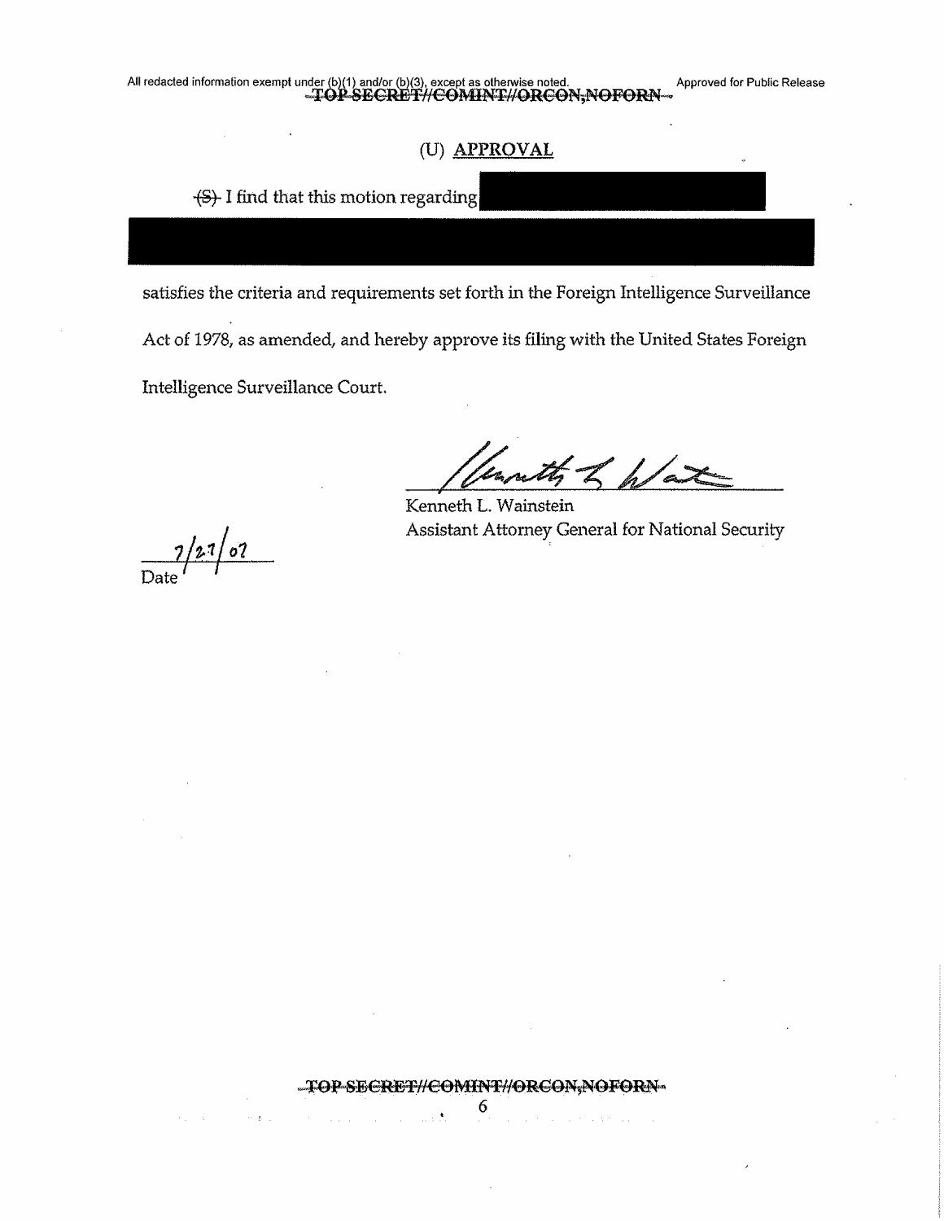## (U) APPROVAL

(S) I find that this motion regarding [REDACTED]

[REDACTED]

satisfies the criteria and requirements set forth in the Foreign Intelligence Surveillance Act of 1978, as amended, and hereby approve its filing with the United States Foreign Intelligence Surveillance Court.

Kenneth L. Wainstein
Assistant Attorney General for National Security

7/27/07
Date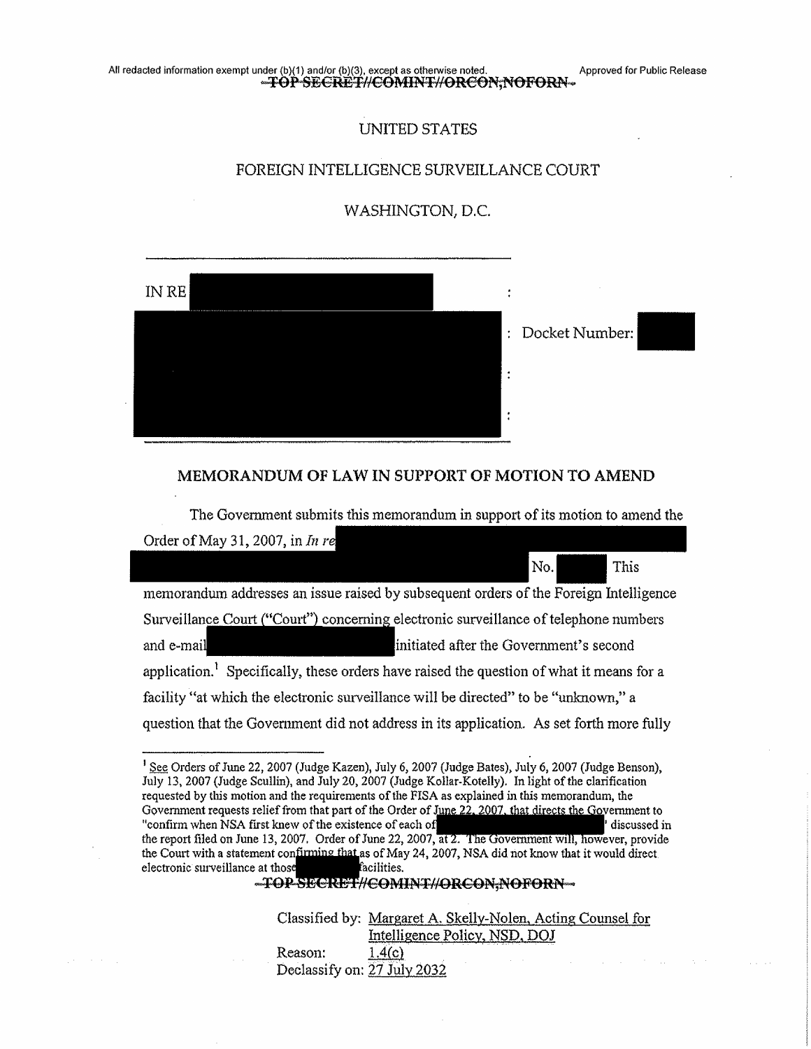All redacted information exempt under (b)(1) and/or (b)(3), except as otherwise noted. Approved for Public Release

~~TOP SECRET//COMINT//ORCON,NOFORN~~

UNITED STATES

FOREIGN INTELLIGENCE SURVEILLANCE COURT

WASHINGTON, D.C.

IN RE [REDACTED] : Docket Number: [REDACTED]

## MEMORANDUM OF LAW IN SUPPORT OF MOTION TO AMEND

The Government submits this memorandum in support of its motion to amend the Order of May 31, 2007, in *In re* [REDACTED] No. [REDACTED] This memorandum addresses an issue raised by subsequent orders of the Foreign Intelligence Surveillance Court ("Court") concerning electronic surveillance of telephone numbers and e-mail [REDACTED] initiated after the Government's second application.[1] Specifically, these orders have raised the question of what it means for a facility "at which the electronic surveillance will be directed" to be "unknown," a question that the Government did not address in its application. As set forth more fully

[1] See Orders of June 22, 2007 (Judge Kazen), July 6, 2007 (Judge Bates), July 6, 2007 (Judge Benson), July 13, 2007 (Judge Scullin), and July 20, 2007 (Judge Kollar-Kotelly). In light of the clarification requested by this motion and the requirements of the FISA as explained in this memorandum, the Government requests relief from that part of the Order of June 22, 2007, that directs the Government to "confirm when NSA first knew of the existence of each of [REDACTED]' discussed in the report filed on June 13, 2007. Order of June 22, 2007, at 2. The Government will, however, provide the Court with a statement confirming that as of May 24, 2007, NSA did not know that it would direct electronic surveillance at those [REDACTED] facilities.

~~TOP SECRET//COMINT//ORCON,NOFORN~~

Classified by: Margaret A. Skelly-Nolen, Acting Counsel for Intelligence Policy, NSD, DOJ
Reason: 1.4(c)
Declassify on: 27 July 2032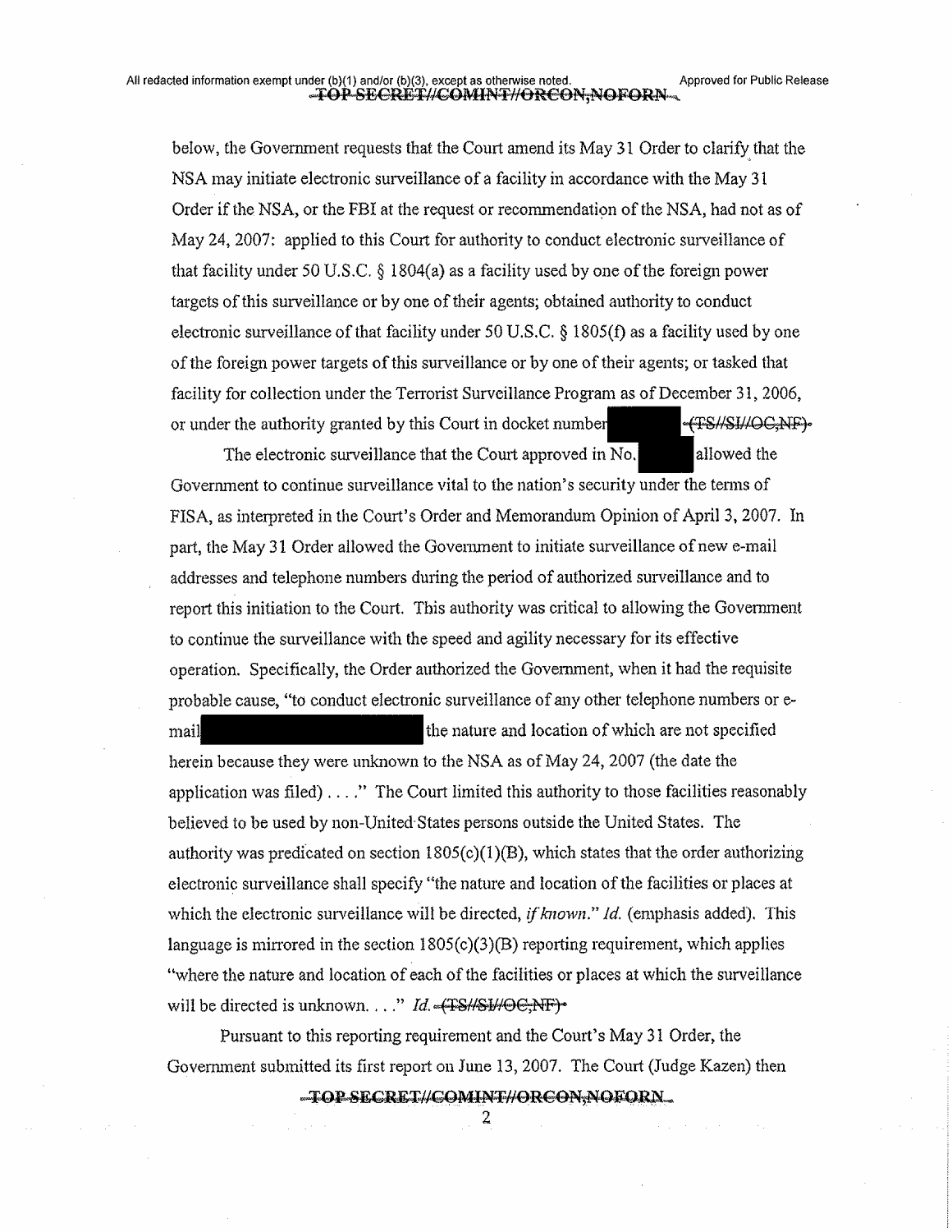below, the Government requests that the Court amend its May 31 Order to clarify that the NSA may initiate electronic surveillance of a facility in accordance with the May 31 Order if the NSA, or the FBI at the request or recommendation of the NSA, had not as of May 24, 2007: applied to this Court for authority to conduct electronic surveillance of that facility under 50 U.S.C. § 1804(a) as a facility used by one of the foreign power targets of this surveillance or by one of their agents; obtained authority to conduct electronic surveillance of that facility under 50 U.S.C. § 1805(f) as a facility used by one of the foreign power targets of this surveillance or by one of their agents; or tasked that facility for collection under the Terrorist Surveillance Program as of December 31, 2006, or under the authority granted by this Court in docket number ~~(TS//SI//OC,NF)~~

The electronic surveillance that the Court approved in No. allowed the Government to continue surveillance vital to the nation's security under the terms of FISA, as interpreted in the Court's Order and Memorandum Opinion of April 3, 2007. In part, the May 31 Order allowed the Government to initiate surveillance of new e-mail addresses and telephone numbers during the period of authorized surveillance and to report this initiation to the Court. This authority was critical to allowing the Government to continue the surveillance with the speed and agility necessary for its effective operation. Specifically, the Order authorized the Government, when it had the requisite probable cause, "to conduct electronic surveillance of any other telephone numbers or e-mail the nature and location of which are not specified herein because they were unknown to the NSA as of May 24, 2007 (the date the application was filed) . . . ." The Court limited this authority to those facilities reasonably believed to be used by non-United States persons outside the United States. The authority was predicated on section 1805(c)(1)(B), which states that the order authorizing electronic surveillance shall specify "the nature and location of the facilities or places at which the electronic surveillance will be directed, *if known*." *Id.* (emphasis added). This language is mirrored in the section 1805(c)(3)(B) reporting requirement, which applies "where the nature and location of each of the facilities or places at which the surveillance will be directed is unknown. . . ." *Id.* ~~(TS//SI//OC,NF)~~

Pursuant to this reporting requirement and the Court's May 31 Order, the Government submitted its first report on June 13, 2007. The Court (Judge Kazen) then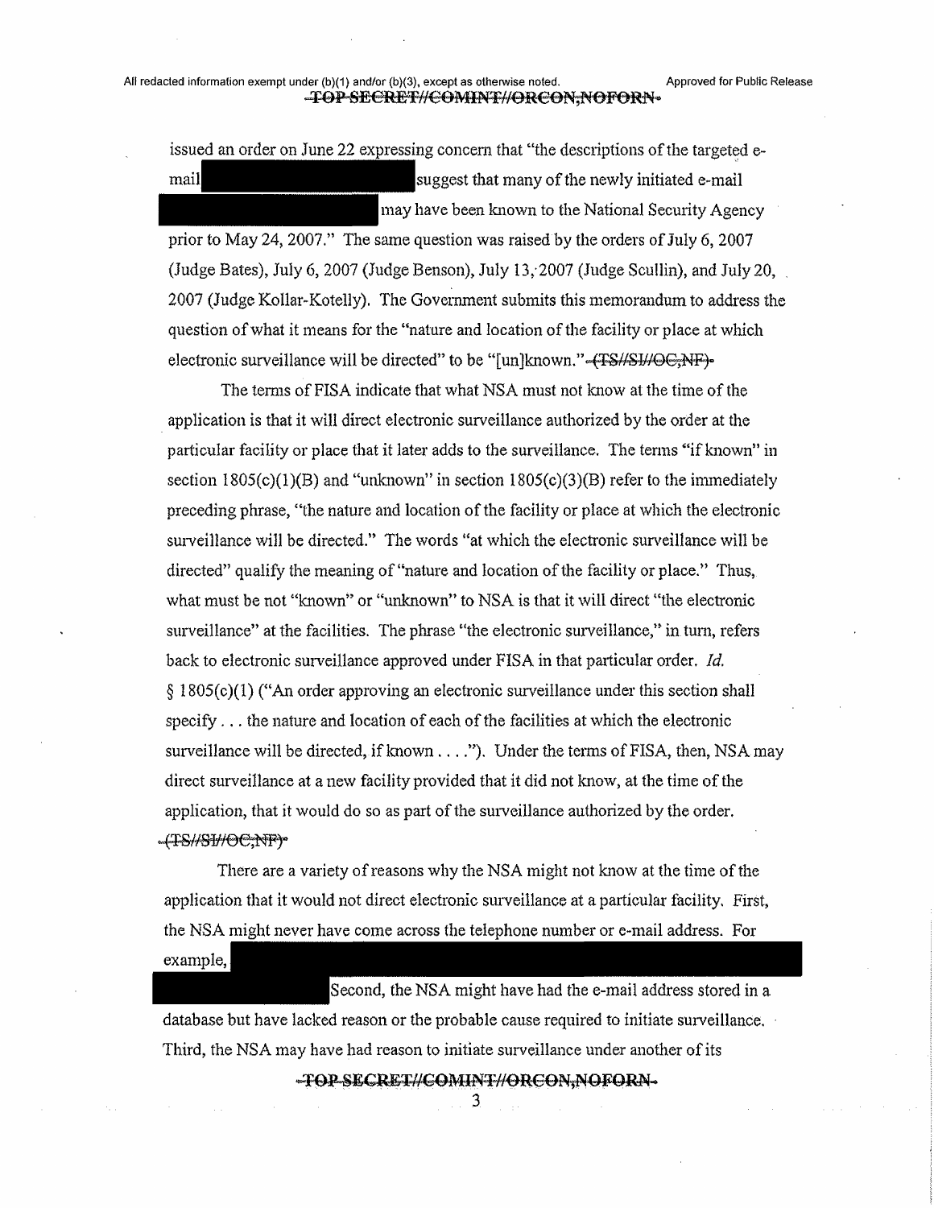issued an order on June 22 expressing concern that "the descriptions of the targeted e-mail [REDACTED] suggest that many of the newly initiated e-mail [REDACTED] may have been known to the National Security Agency prior to May 24, 2007." The same question was raised by the orders of July 6, 2007 (Judge Bates), July 6, 2007 (Judge Benson), July 13, 2007 (Judge Scullin), and July 20, 2007 (Judge Kollar-Kotelly). The Government submits this memorandum to address the question of what it means for the "nature and location of the facility or place at which electronic surveillance will be directed" to be "[un]known." ~~(TS//SI//OC,NF)~~

The terms of FISA indicate that what NSA must not know at the time of the application is that it will direct electronic surveillance authorized by the order at the particular facility or place that it later adds to the surveillance. The terms "if known" in section 1805(c)(1)(B) and "unknown" in section 1805(c)(3)(B) refer to the immediately preceding phrase, "the nature and location of the facility or place at which the electronic surveillance will be directed." The words "at which the electronic surveillance will be directed" qualify the meaning of "nature and location of the facility or place." Thus, what must be not "known" or "unknown" to NSA is that it will direct "the electronic surveillance" at the facilities. The phrase "the electronic surveillance," in turn, refers back to electronic surveillance approved under FISA in that particular order. *Id.* § 1805(c)(1) ("An order approving an electronic surveillance under this section shall specify . . . the nature and location of each of the facilities at which the electronic surveillance will be directed, if known . . . ."). Under the terms of FISA, then, NSA may direct surveillance at a new facility provided that it did not know, at the time of the application, that it would do so as part of the surveillance authorized by the order. ~~(TS//SI//OC,NF)~~

There are a variety of reasons why the NSA might not know at the time of the application that it would not direct electronic surveillance at a particular facility. First, the NSA might never have come across the telephone number or e-mail address. For example, [REDACTED] Second, the NSA might have had the e-mail address stored in a database but have lacked reason or the probable cause required to initiate surveillance. Third, the NSA may have had reason to initiate surveillance under another of its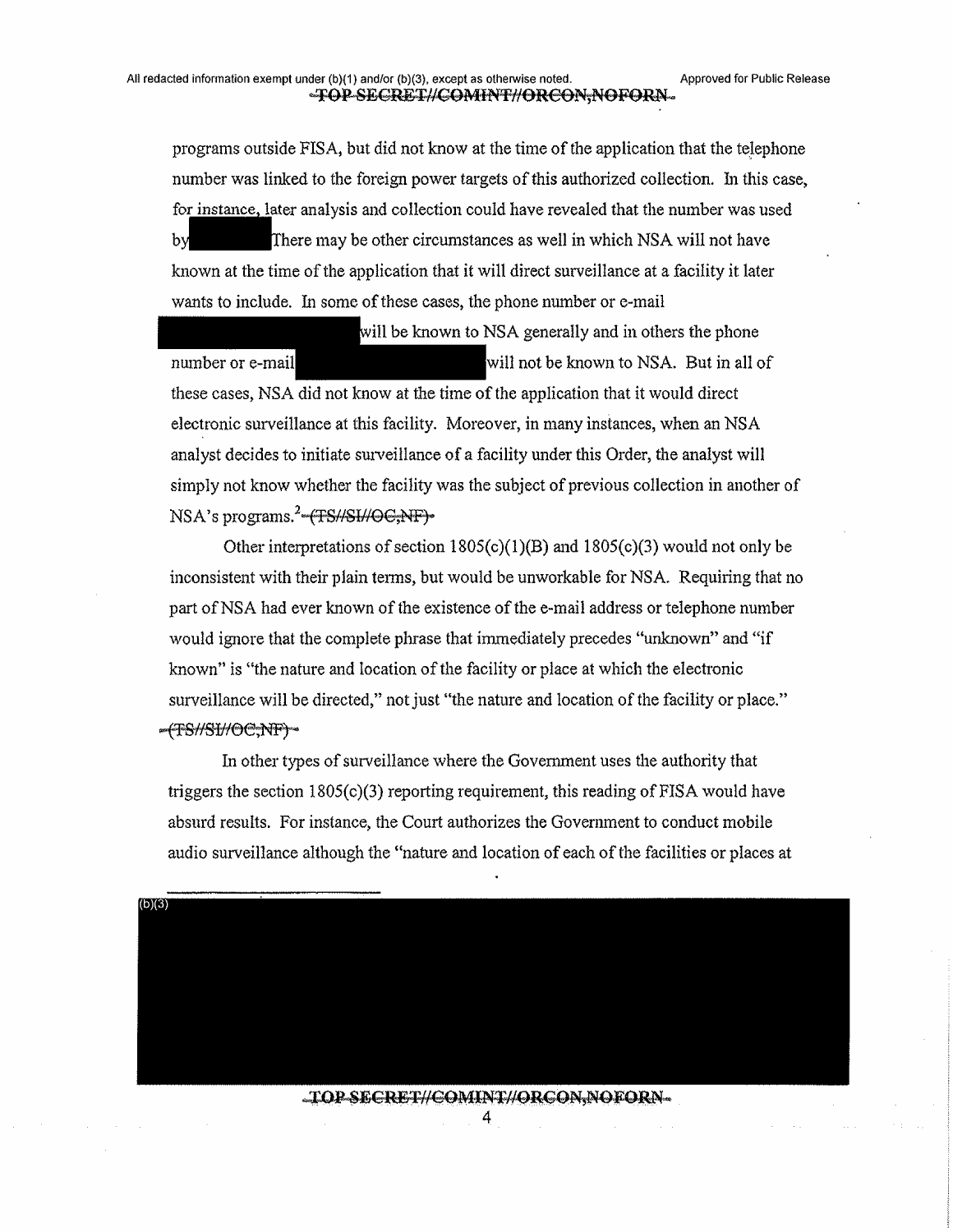programs outside FISA, but did not know at the time of the application that the telephone number was linked to the foreign power targets of this authorized collection. In this case, for instance, later analysis and collection could have revealed that the number was used by [REDACTED] There may be other circumstances as well in which NSA will not have known at the time of the application that it will direct surveillance at a facility it later wants to include. In some of these cases, the phone number or e-mail [REDACTED] will be known to NSA generally and in others the phone number or e-mail [REDACTED] will not be known to NSA. But in all of these cases, NSA did not know at the time of the application that it would direct electronic surveillance at this facility. Moreover, in many instances, when an NSA analyst decides to initiate surveillance of a facility under this Order, the analyst will simply not know whether the facility was the subject of previous collection in another of NSA's programs.[2] ~~(TS//SI//OC,NF)~~

Other interpretations of section 1805(c)(1)(B) and 1805(c)(3) would not only be inconsistent with their plain terms, but would be unworkable for NSA. Requiring that no part of NSA had ever known of the existence of the e-mail address or telephone number would ignore that the complete phrase that immediately precedes "unknown" and "if known" is "the nature and location of the facility or place at which the electronic surveillance will be directed," not just "the nature and location of the facility or place." ~~(TS//SI//OC,NF)~~

In other types of surveillance where the Government uses the authority that triggers the section 1805(c)(3) reporting requirement, this reading of FISA would have absurd results. For instance, the Court authorizes the Government to conduct mobile audio surveillance although the "nature and location of each of the facilities or places at

---

(b)(3) [REDACTED]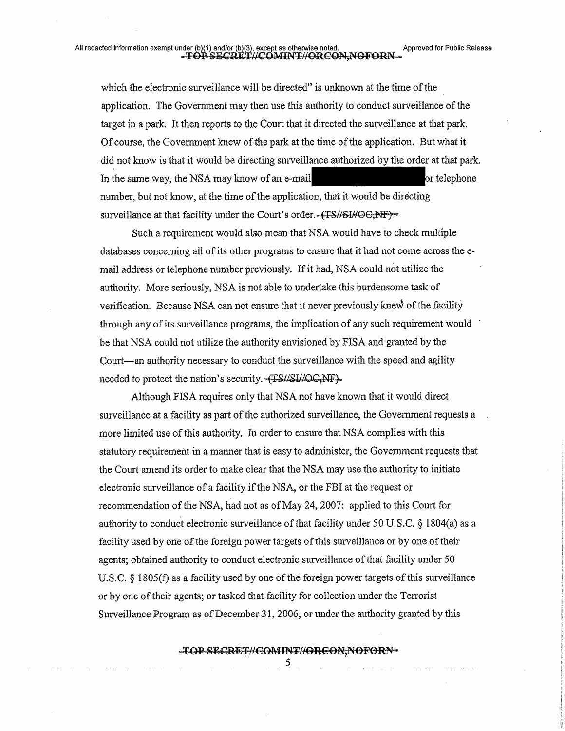which the electronic surveillance will be directed" is unknown at the time of the application. The Government may then use this authority to conduct surveillance of the target in a park. It then reports to the Court that it directed the surveillance at that park. Of course, the Government knew of the park at the time of the application. But what it did not know is that it would be directing surveillance authorized by the order at that park. In the same way, the NSA may know of an e-mail [REDACTED] or telephone number, but not know, at the time of the application, that it would be directing surveillance at that facility under the Court's order. ~~(TS//SI//OC,NF)~~

Such a requirement would also mean that NSA would have to check multiple databases concerning all of its other programs to ensure that it had not come across the e-mail address or telephone number previously. If it had, NSA could not utilize the authority. More seriously, NSA is not able to undertake this burdensome task of verification. Because NSA can not ensure that it never previously knew of the facility through any of its surveillance programs, the implication of any such requirement would be that NSA could not utilize the authority envisioned by FISA and granted by the Court—an authority necessary to conduct the surveillance with the speed and agility needed to protect the nation's security. ~~(TS//SI//OC,NF)~~

Although FISA requires only that NSA not have known that it would direct surveillance at a facility as part of the authorized surveillance, the Government requests a more limited use of this authority. In order to ensure that NSA complies with this statutory requirement in a manner that is easy to administer, the Government requests that the Court amend its order to make clear that the NSA may use the authority to initiate electronic surveillance of a facility if the NSA, or the FBI at the request or recommendation of the NSA, had not as of May 24, 2007: applied to this Court for authority to conduct electronic surveillance of that facility under 50 U.S.C. § 1804(a) as a facility used by one of the foreign power targets of this surveillance or by one of their agents; obtained authority to conduct electronic surveillance of that facility under 50 U.S.C. § 1805(f) as a facility used by one of the foreign power targets of this surveillance or by one of their agents; or tasked that facility for collection under the Terrorist Surveillance Program as of December 31, 2006, or under the authority granted by this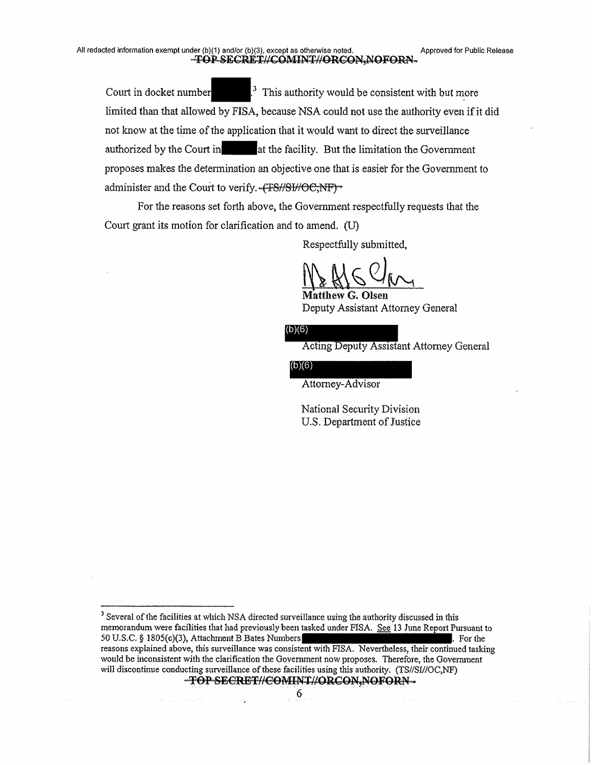Court in docket number [REDACTED].[3] This authority would be consistent with but more limited than that allowed by FISA, because NSA could not use the authority even if it did not know at the time of the application that it would want to direct the surveillance authorized by the Court in [REDACTED] at the facility. But the limitation the Government proposes makes the determination an objective one that is easier for the Government to administer and the Court to verify. ~~(TS//SI//OC,NF)~~

For the reasons set forth above, the Government respectfully requests that the Court grant its motion for clarification and to amend. (U)

Respectfully submitted,

**Matthew G. Olsen**
Deputy Assistant Attorney General

(b)(6)
Acting Deputy Assistant Attorney General

(b)(6)
Attorney-Advisor

National Security Division
U.S. Department of Justice

---

[3] Several of the facilities at which NSA directed surveillance using the authority discussed in this memorandum were facilities that had previously been tasked under FISA. See 13 June Report Pursuant to 50 U.S.C. § 1805(c)(3), Attachment B Bates Numbers [REDACTED]. For the reasons explained above, this surveillance was consistent with FISA. Nevertheless, their continued tasking would be inconsistent with the clarification the Government now proposes. Therefore, the Government will discontinue conducting surveillance of these facilities using this authority. (TS//SI//OC,NF)